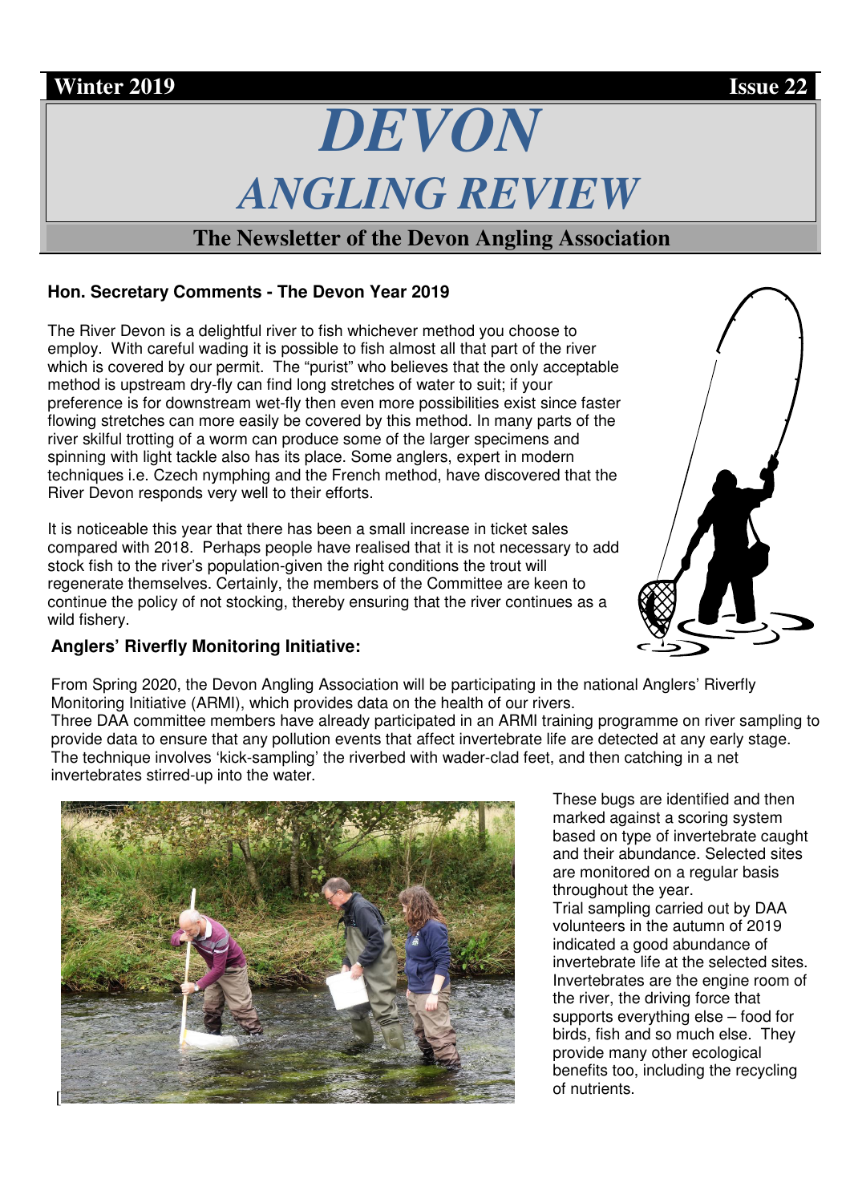**Winter 2019** **Issue 22**

# DEVON ANGLING REVIEW

## The Newsletter of the Devon Angling Association

### Hon. Secretary Comments - The Devon Year 2019

The River Devon is a delightful river to fish whichever method you choose to employ. With careful wading it is possible to fish almost all that part of the river which is covered by our permit. The "purist" who believes that the only acceptable method is upstream dry-fly can find long stretches of water to suit; if your preference is for downstream wet-fly then even more possibilities exist since faster flowing stretches can more easily be covered by this method. In many parts of the river skilful trotting of a worm can produce some of the larger specimens and spinning with light tackle also has its place. Some anglers, expert in modern techniques i.e. Czech nymphing and the French method, have discovered that the River Devon responds very well to their efforts.

It is noticeable this year that there has been a small increase in ticket sales compared with 2018. Perhaps people have realised that it is not necessary to add stock fish to the river's population-given the right conditions the trout will regenerate themselves. Certainly, the members of the Committee are keen to continue the policy of not stocking, thereby ensuring that the river continues as a wild fishery.

### Anglers' Riverfly Monitoring Initiative:

From Spring 2020, the Devon Angling Association will be participating in the national Anglers' Riverfly Monitoring Initiative (ARMI), which provides data on the health of our rivers.
Three DAA committee members have already participated in an ARMI training programme on river sampling to provide data to ensure that any pollution events that affect invertebrate life are detected at any early stage. The technique involves 'kick-sampling' the riverbed with wader-clad feet, and then catching in a net invertebrates stirred-up into the water.

These bugs are identified and then marked against a scoring system based on type of invertebrate caught and their abundance. Selected sites are monitored on a regular basis throughout the year.
Trial sampling carried out by DAA volunteers in the autumn of 2019 indicated a good abundance of invertebrate life at the selected sites. Invertebrates are the engine room of the river, the driving force that supports everything else – food for birds, fish and so much else. They provide many other ecological benefits too, including the recycling of nutrients.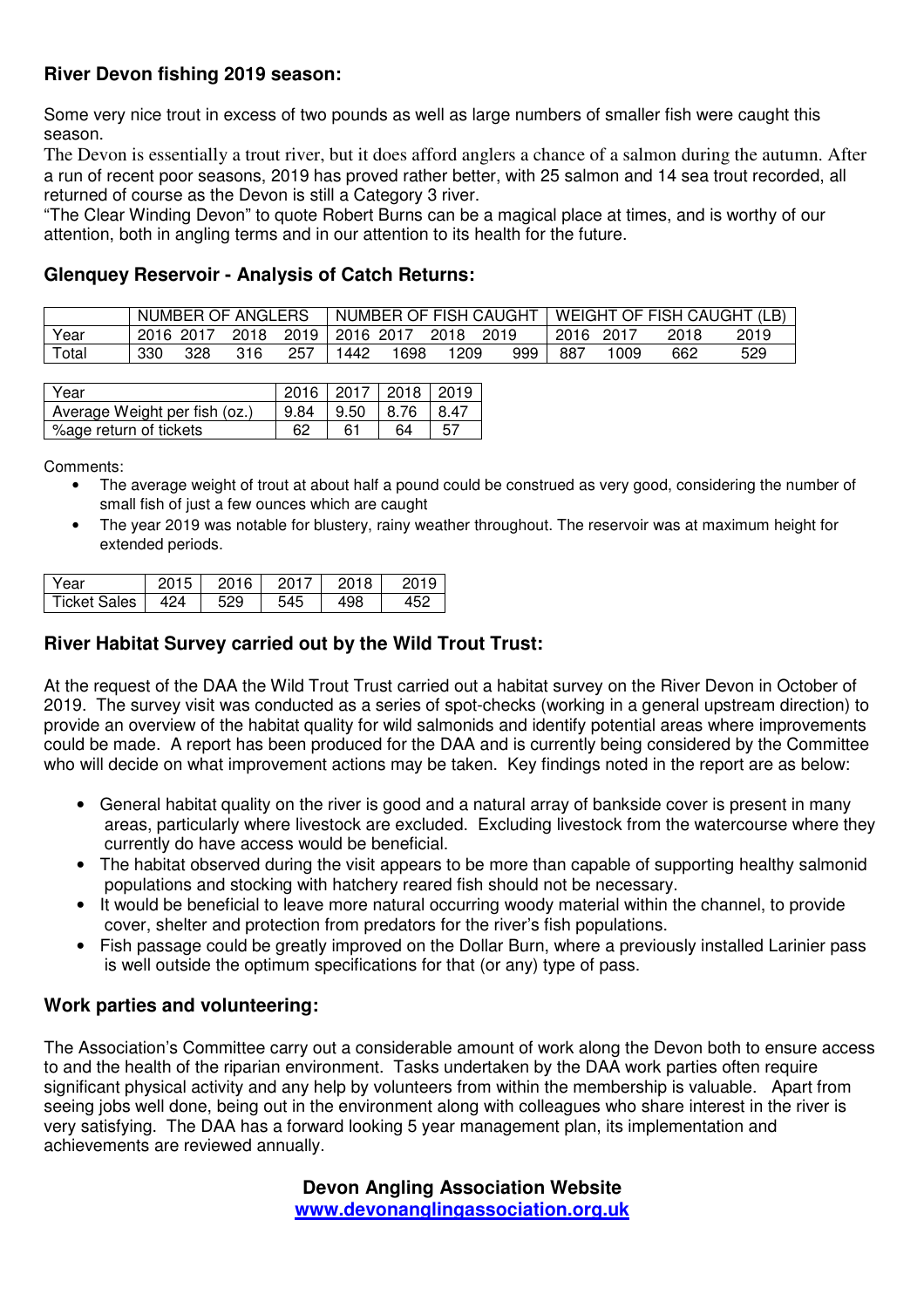### River Devon fishing 2019 season:

Some very nice trout in excess of two pounds as well as large numbers of smaller fish were caught this season.

The Devon is essentially a trout river, but it does afford anglers a chance of a salmon during the autumn. After a run of recent poor seasons, 2019 has proved rather better, with 25 salmon and 14 sea trout recorded, all returned of course as the Devon is still a Category 3 river.

"The Clear Winding Devon" to quote Robert Burns can be a magical place at times, and is worthy of our attention, both in angling terms and in our attention to its health for the future.

### Glenquey Reservoir - Analysis of Catch Returns:

| | NUMBER OF ANGLERS | | | | NUMBER OF FISH CAUGHT | | | | WEIGHT OF FISH CAUGHT (LB) | | | |
|---|---|---|---|---|---|---|---|---|---|---|---|---|
| Year | 2016 | 2017 | 2018 | 2019 | 2016 | 2017 | 2018 | 2019 | 2016 | 2017 | 2018 | 2019 |
| Total | 330 | 328 | 316 | 257 | 1442 | 1698 | 1209 | 999 | 887 | 1009 | 662 | 529 |

| Year | 2016 | 2017 | 2018 | 2019 |
|---|---|---|---|---|
| Average Weight per fish (oz.) | 9.84 | 9.50 | 8.76 | 8.47 |
| %age return of tickets | 62 | 61 | 64 | 57 |

Comments:

- The average weight of trout at about half a pound could be construed as very good, considering the number of small fish of just a few ounces which are caught
- The year 2019 was notable for blustery, rainy weather throughout. The reservoir was at maximum height for extended periods.

| Year | 2015 | 2016 | 2017 | 2018 | 2019 |
|---|---|---|---|---|---|
| Ticket Sales | 424 | 529 | 545 | 498 | 452 |

### River Habitat Survey carried out by the Wild Trout Trust:

At the request of the DAA the Wild Trout Trust carried out a habitat survey on the River Devon in October of 2019. The survey visit was conducted as a series of spot-checks (working in a general upstream direction) to provide an overview of the habitat quality for wild salmonids and identify potential areas where improvements could be made. A report has been produced for the DAA and is currently being considered by the Committee who will decide on what improvement actions may be taken. Key findings noted in the report are as below:

- General habitat quality on the river is good and a natural array of bankside cover is present in many areas, particularly where livestock are excluded. Excluding livestock from the watercourse where they currently do have access would be beneficial.
- The habitat observed during the visit appears to be more than capable of supporting healthy salmonid populations and stocking with hatchery reared fish should not be necessary.
- It would be beneficial to leave more natural occurring woody material within the channel, to provide cover, shelter and protection from predators for the river's fish populations.
- Fish passage could be greatly improved on the Dollar Burn, where a previously installed Larinier pass is well outside the optimum specifications for that (or any) type of pass.

### Work parties and volunteering:

The Association's Committee carry out a considerable amount of work along the Devon both to ensure access to and the health of the riparian environment. Tasks undertaken by the DAA work parties often require significant physical activity and any help by volunteers from within the membership is valuable. Apart from seeing jobs well done, being out in the environment along with colleagues who share interest in the river is very satisfying. The DAA has a forward looking 5 year management plan, its implementation and achievements are reviewed annually.

**Devon Angling Association Website**
**www.devonanglingassociation.org.uk**